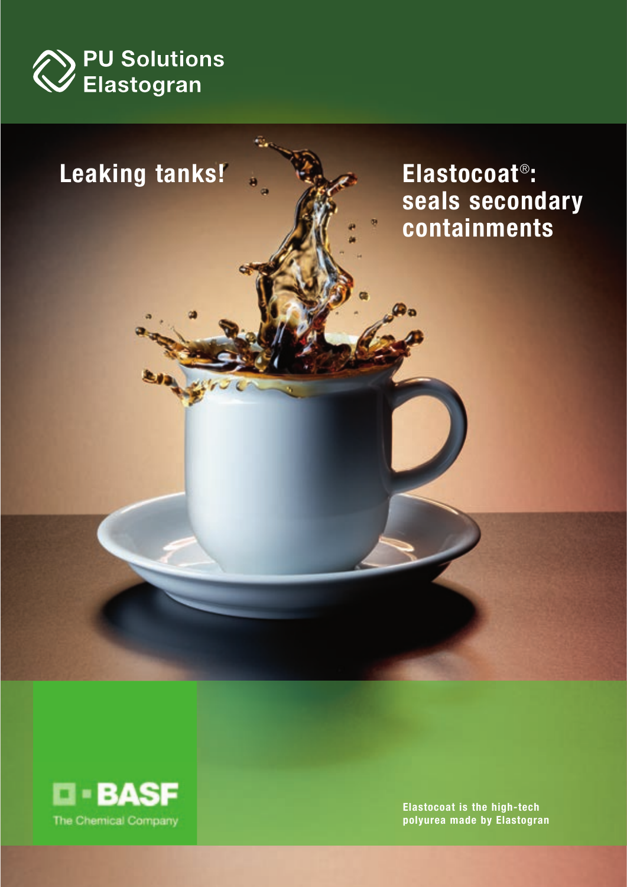PU Solutions
Elastogran

# Leaking tanks!

# Elastocoat®: seals secondary containments

BASF
The Chemical Company

**Elastocoat is the high-tech polyurea made by Elastogran**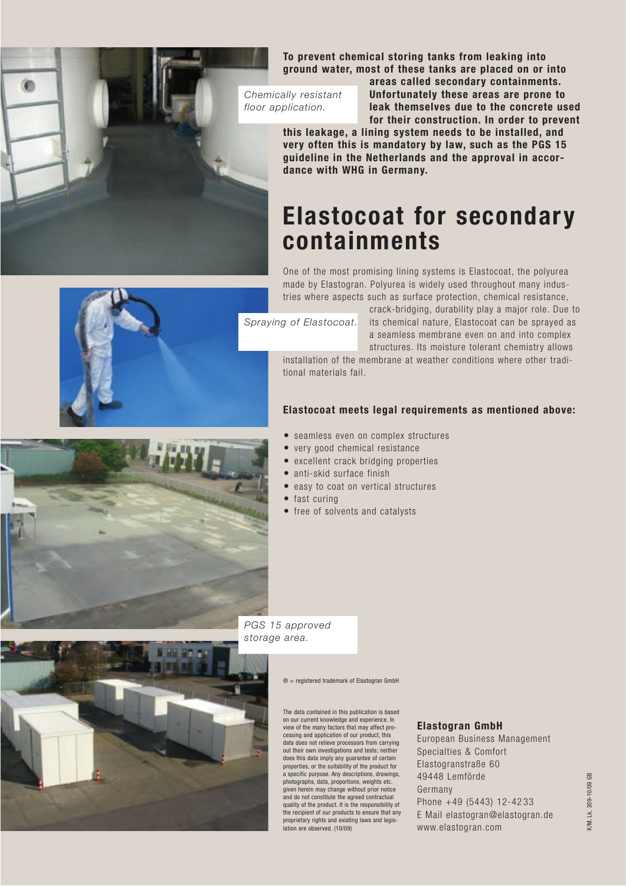*Chemically resistant floor application.*

**To prevent chemical storing tanks from leaking into ground water, most of these tanks are placed on or into areas called secondary containments. Unfortunately these areas are prone to leak themselves due to the concrete used for their construction. In order to prevent this leakage, a lining system needs to be installed, and very often this is mandatory by law, such as the PGS 15 guideline in the Netherlands and the approval in accordance with WHG in Germany.**

# Elastocoat for secondary containments

One of the most promising lining systems is Elastocoat, the polyurea made by Elastogran. Polyurea is widely used throughout many industries where aspects such as surface protection, chemical resistance, crack-bridging, durability play a major role. Due to its chemical nature, Elastocoat can be sprayed as a seamless membrane even on and into complex structures. Its moisture tolerant chemistry allows installation of the membrane at weather conditions where other traditional materials fail.

*Spraying of Elastocoat.*

### Elastocoat meets legal requirements as mentioned above:

- seamless even on complex structures
- very good chemical resistance
- excellent crack bridging properties
- anti-skid surface finish
- easy to coat on vertical structures
- fast curing
- free of solvents and catalysts

*PGS 15 approved storage area.*

® = registered trademark of Elastogran GmbH

The data contained in this publication is based on our current knowledge and experience. In view of the many factors that may affect processing and application of our product, this data does not relieve processors from carrying out their own investigations and tests; neither does this data imply any guarantee of certain properties, or the suitability of the product for a specific purpose. Any descriptions, drawings, photographs, data, proportions, weights etc. given herein may change without prior notice and do not constitute the agreed contractual quality of the product. It is the responsibility of the recipient of our products to ensure that any proprietary rights and existing laws and legislation are observed. (10/09)

**Elastogran GmbH**
European Business Management
Specialties & Comfort
Elastogranstraße 60
49448 Lemförde
Germany
Phone +49 (5443) 12-4233
E Mail elastogran@elastogran.de
www.elastogran.com

K/M, Lk, 309-10/09 GB